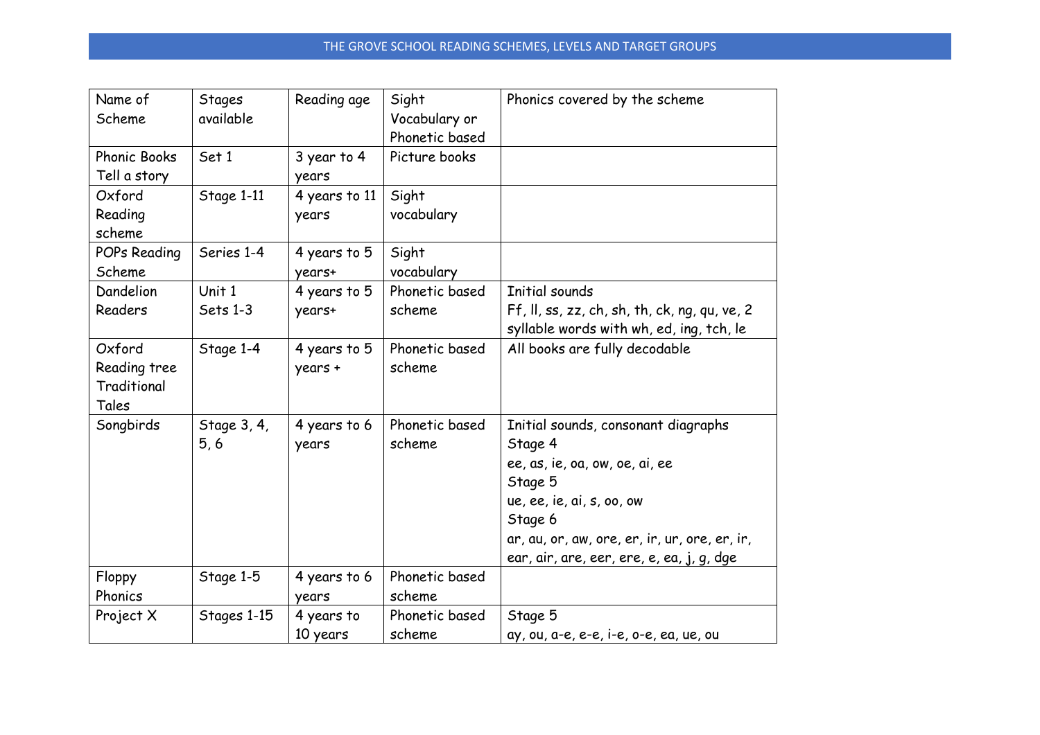# THE GROVE SCHOOL READING SCHEMES, LEVELS AND TARGET GROUPS

| Name of Scheme | Stages available | Reading age | Sight Vocabulary or Phonetic based | Phonics covered by the scheme |
|---|---|---|---|---|
| Phonic Books Tell a story | Set 1 | 3 year to 4 years | Picture books | |
| Oxford Reading scheme | Stage 1-11 | 4 years to 11 years | Sight vocabulary | |
| POPs Reading Scheme | Series 1-4 | 4 years to 5 years+ | Sight vocabulary | |
| Dandelion Readers | Unit 1<br>Sets 1-3 | 4 years to 5 years+ | Phonetic based scheme | Initial sounds<br>Ff, ll, ss, zz, ch, sh, th, ck, ng, qu, ve, 2 syllable words with wh, ed, ing, tch, le |
| Oxford Reading tree Traditional Tales | Stage 1-4 | 4 years to 5 years + | Phonetic based scheme | All books are fully decodable |
| Songbirds | Stage 3, 4, 5, 6 | 4 years to 6 years | Phonetic based scheme | Initial sounds, consonant diagraphs<br>Stage 4<br>ee, as, ie, oa, ow, oe, ai, ee<br>Stage 5<br>ue, ee, ie, ai, s, oo, ow<br>Stage 6<br>ar, au, or, aw, ore, er, ir, ur, ore, er, ir, ear, air, are, eer, ere, e, ea, j, g, dge |
| Floppy Phonics | Stage 1-5 | 4 years to 6 years | Phonetic based scheme | |
| Project X | Stages 1-15 | 4 years to 10 years | Phonetic based scheme | Stage 5<br>ay, ou, a-e, e-e, i-e, o-e, ea, ue, ou |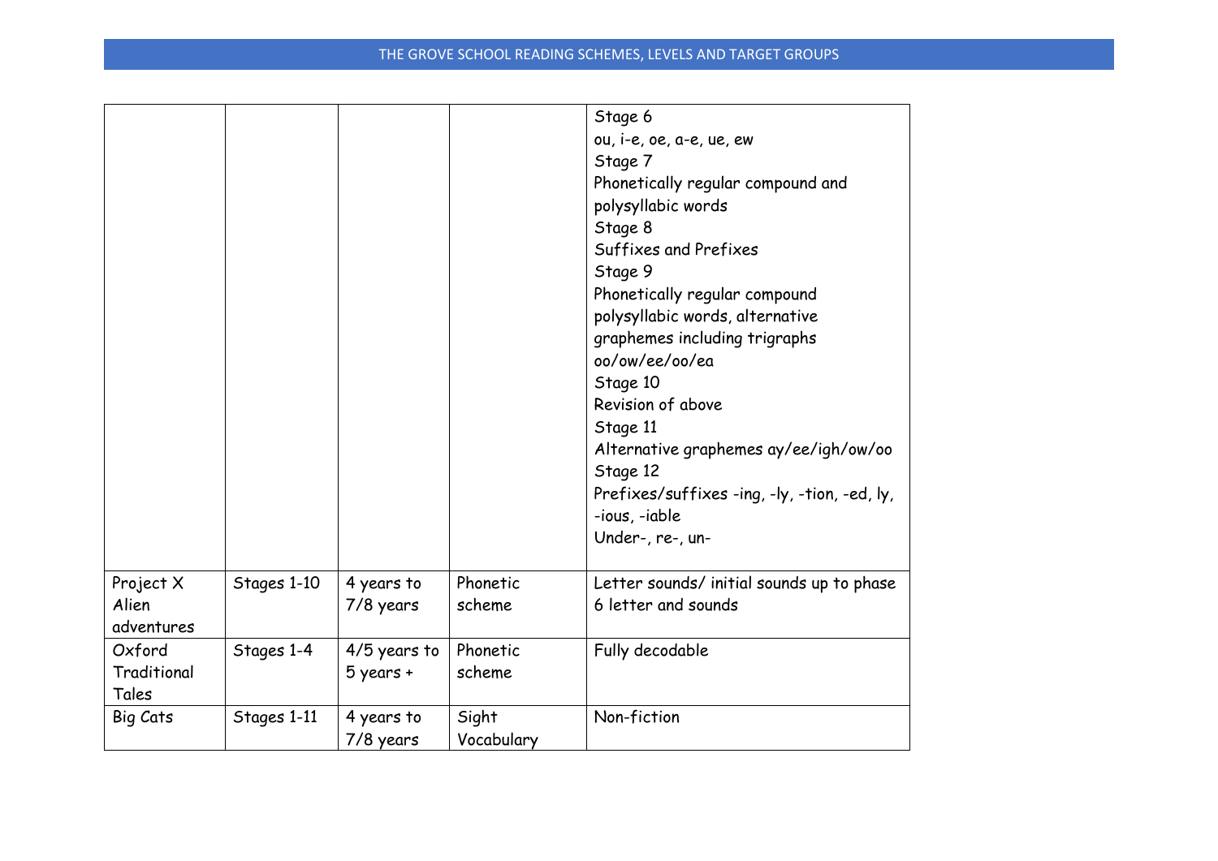| | | | | Stage 6<br>ou, i-e, oe, a-e, ue, ew<br>Stage 7<br>Phonetically regular compound and polysyllabic words<br>Stage 8<br>Suffixes and Prefixes<br>Stage 9<br>Phonetically regular compound polysyllabic words, alternative graphemes including trigraphs oo/ow/ee/oo/ea<br>Stage 10<br>Revision of above<br>Stage 11<br>Alternative graphemes ay/ee/igh/ow/oo<br>Stage 12<br>Prefixes/suffixes -ing, -ly, -tion, -ed, ly, -ious, -iable<br>Under-, re-, un- |
|---|---|---|---|---|
| Project X Alien adventures | Stages 1-10 | 4 years to 7/8 years | Phonetic scheme | Letter sounds/ initial sounds up to phase 6 letter and sounds |
| Oxford Traditional Tales | Stages 1-4 | 4/5 years to 5 years + | Phonetic scheme | Fully decodable |
| Big Cats | Stages 1-11 | 4 years to 7/8 years | Sight Vocabulary | Non-fiction |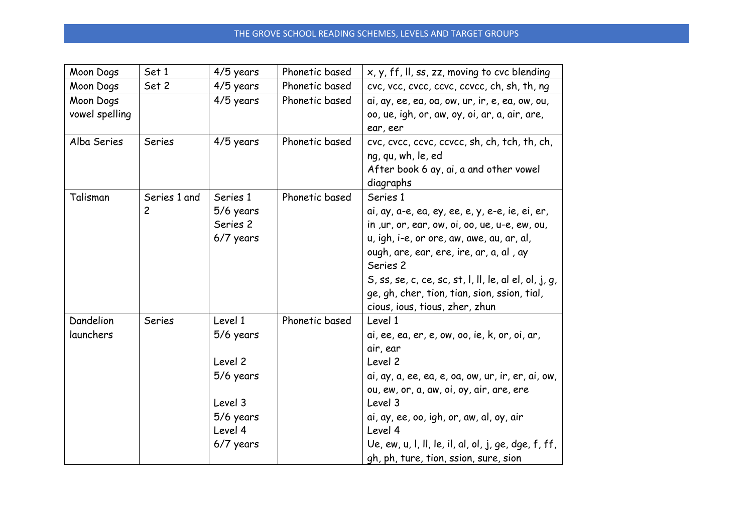THE GROVE SCHOOL READING SCHEMES, LEVELS AND TARGET GROUPS

| Moon Dogs | Set 1 | 4/5 years | Phonetic based | x, y, ff, ll, ss, zz, moving to cvc blending |
|---|---|---|---|---|
| Moon Dogs | Set 2 | 4/5 years | Phonetic based | cvc, vcc, cvcc, ccvc, ccvcc, ch, sh, th, ng |
| Moon Dogs vowel spelling | | 4/5 years | Phonetic based | ai, ay, ee, ea, oa, ow, ur, ir, e, ea, ow, ou, oo, ue, igh, or, aw, oy, oi, ar, a, air, are, ear, eer |
| Alba Series | Series | 4/5 years | Phonetic based | cvc, cvcc, ccvc, ccvcc, sh, ch, tch, th, ch, ng, qu, wh, le, ed<br>After book 6 ay, ai, a and other vowel diagraphs |
| Talisman | Series 1 and 2 | Series 1<br>5/6 years<br>Series 2<br>6/7 years | Phonetic based | Series 1<br>ai, ay, a-e, ea, ey, ee, e, y, e-e, ie, ei, er, in ,ur, or, ear, ow, oi, oo, ue, u-e, ew, ou, u, igh, i-e, or ore, aw, awe, au, ar, al, ough, are, ear, ere, ire, ar, a, al , ay<br>Series 2<br>S, ss, se, c, ce, sc, st, l, ll, le, al el, ol, j, g, ge, gh, cher, tion, tian, sion, ssion, tial, cious, ious, tious, zher, zhun |
| Dandelion launchers | Series | Level 1<br>5/6 years<br><br>Level 2<br>5/6 years<br><br>Level 3<br>5/6 years<br>Level 4<br>6/7 years | Phonetic based | Level 1<br>ai, ee, ea, er, e, ow, oo, ie, k, or, oi, ar, air, ear<br>Level 2<br>ai, ay, a, ee, ea, e, oa, ow, ur, ir, er, ai, ow, ou, ew, or, a, aw, oi, oy, air, are, ere<br>Level 3<br>ai, ay, ee, oo, igh, or, aw, al, oy, air<br>Level 4<br>Ue, ew, u, l, ll, le, il, al, ol, j, ge, dge, f, ff, gh, ph, ture, tion, ssion, sure, sion |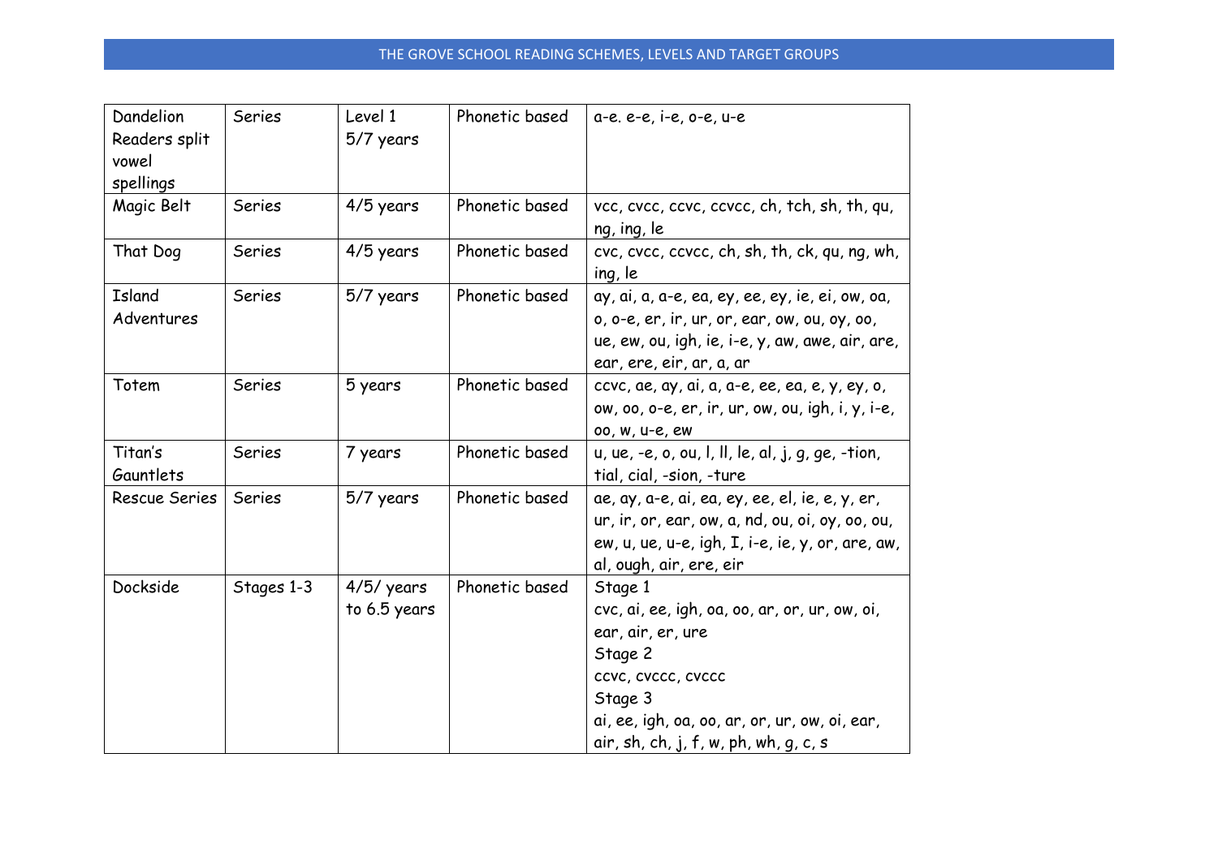# THE GROVE SCHOOL READING SCHEMES, LEVELS AND TARGET GROUPS

| | | | | |
|---|---|---|---|---|
| Dandelion Readers split vowel spellings | Series | Level 1 5/7 years | Phonetic based | a-e. e-e, i-e, o-e, u-e |
| Magic Belt | Series | 4/5 years | Phonetic based | vcc, cvcc, ccvc, ccvcc, ch, tch, sh, th, qu, ng, ing, le |
| That Dog | Series | 4/5 years | Phonetic based | cvc, cvcc, ccvcc, ch, sh, th, ck, qu, ng, wh, ing, le |
| Island Adventures | Series | 5/7 years | Phonetic based | ay, ai, a, a-e, ea, ey, ee, ey, ie, ei, ow, oa, o, o-e, er, ir, ur, or, ear, ow, ou, oy, oo, ue, ew, ou, igh, ie, i-e, y, aw, awe, air, are, ear, ere, eir, ar, a, ar |
| Totem | Series | 5 years | Phonetic based | ccvc, ae, ay, ai, a, a-e, ee, ea, e, y, ey, o, ow, oo, o-e, er, ir, ur, ow, ou, igh, i, y, i-e, oo, w, u-e, ew |
| Titan's Gauntlets | Series | 7 years | Phonetic based | u, ue, -e, o, ou, l, ll, le, al, j, g, ge, -tion, tial, cial, -sion, -ture |
| Rescue Series | Series | 5/7 years | Phonetic based | ae, ay, a-e, ai, ea, ey, ee, el, ie, e, y, er, ur, ir, or, ear, ow, a, nd, ou, oi, oy, oo, ou, ew, u, ue, u-e, igh, I, i-e, ie, y, or, are, aw, al, ough, air, ere, eir |
| Dockside | Stages 1-3 | 4/5/ years to 6.5 years | Phonetic based | Stage 1<br>cvc, ai, ee, igh, oa, oo, ar, or, ur, ow, oi, ear, air, er, ure<br>Stage 2<br>ccvc, cvccc, cvccc<br>Stage 3<br>ai, ee, igh, oa, oo, ar, or, ur, ow, oi, ear, air, sh, ch, j, f, w, ph, wh, g, c, s |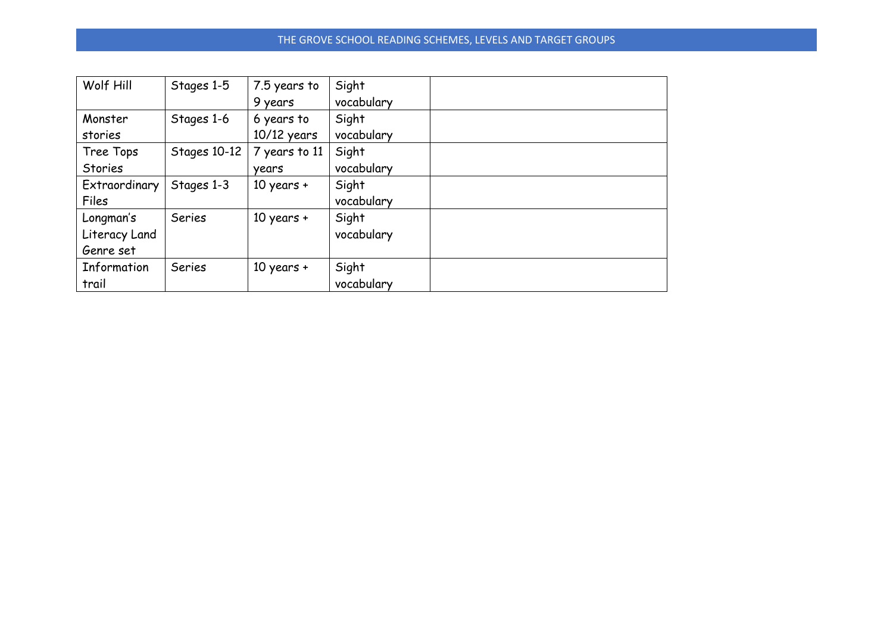| | | | | |
|---|---|---|---|---|
| Wolf Hill | Stages 1-5 | 7.5 years to 9 years | Sight vocabulary | |
| Monster stories | Stages 1-6 | 6 years to 10/12 years | Sight vocabulary | |
| Tree Tops Stories | Stages 10-12 | 7 years to 11 years | Sight vocabulary | |
| Extraordinary Files | Stages 1-3 | 10 years + | Sight vocabulary | |
| Longman's Literacy Land Genre set | Series | 10 years + | Sight vocabulary | |
| Information trail | Series | 10 years + | Sight vocabulary | |